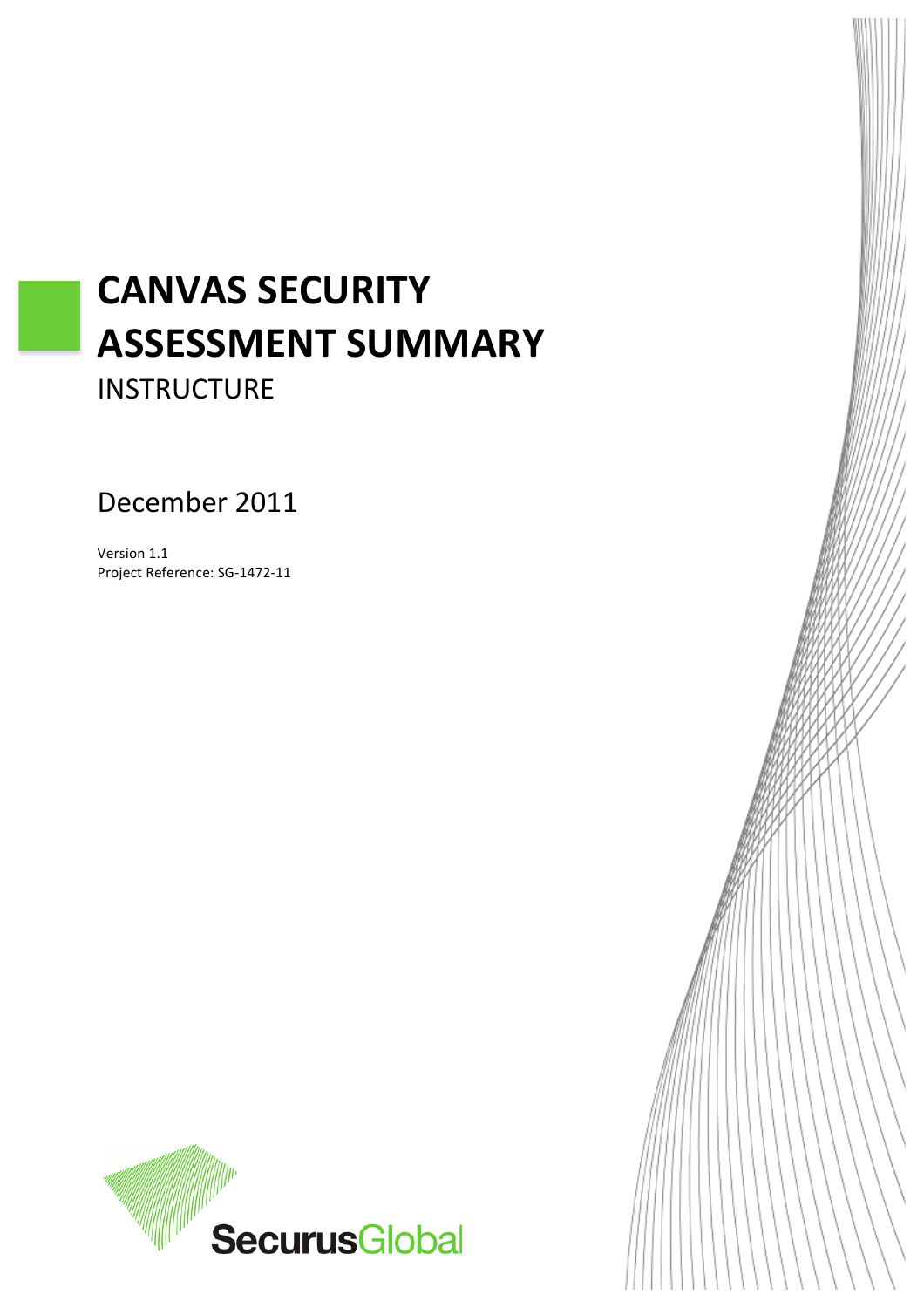# CANVAS SECURITY ASSESSMENT SUMMARY

INSTRUCTURE

December 2011

Version 1.1
Project Reference: SG-1472-11

SecurusGlobal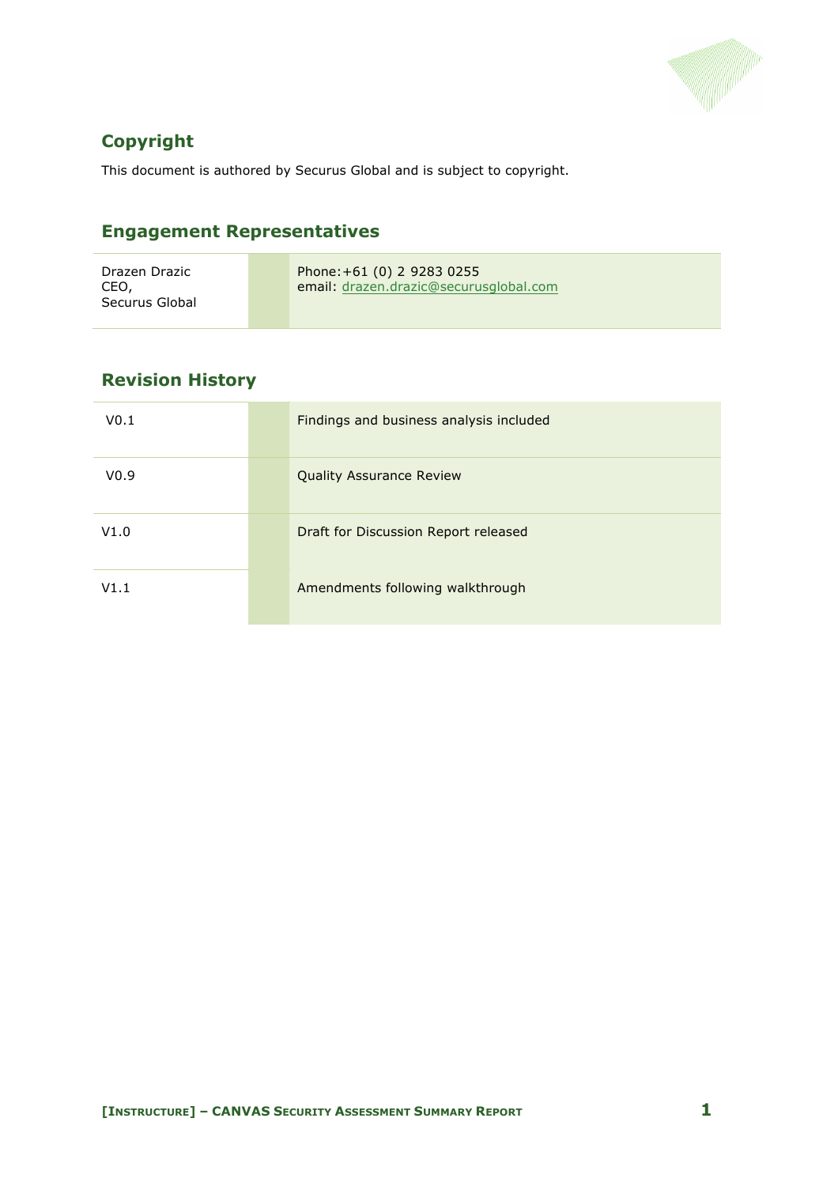## Copyright

This document is authored by Securus Global and is subject to copyright.

## Engagement Representatives

| | |
|---|---|
| Drazen Drazic<br>CEO,<br>Securus Global | Phone:+61 (0) 2 9283 0255<br>email: drazen.drazic@securusglobal.com |

## Revision History

| | |
|---|---|
| V0.1 | Findings and business analysis included |
| V0.9 | Quality Assurance Review |
| V1.0 | Draft for Discussion Report released |
| V1.1 | Amendments following walkthrough |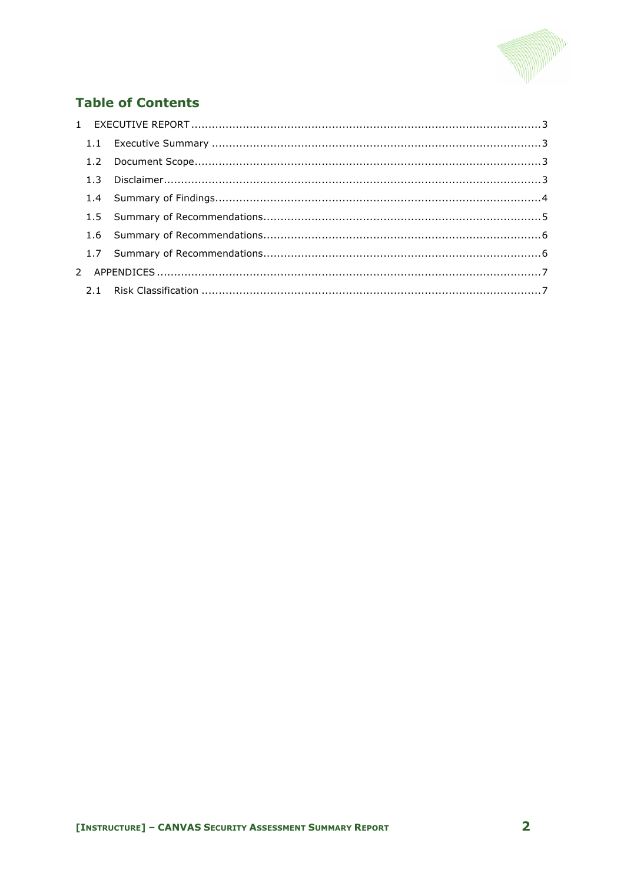## Table of Contents

- 1 EXECUTIVE REPORT ..... 3
  - 1.1 Executive Summary ..... 3
  - 1.2 Document Scope ..... 3
  - 1.3 Disclaimer ..... 3
  - 1.4 Summary of Findings ..... 4
  - 1.5 Summary of Recommendations ..... 5
  - 1.6 Summary of Recommendations ..... 6
  - 1.7 Summary of Recommendations ..... 6
- 2 APPENDICES ..... 7
  - 2.1 Risk Classification ..... 7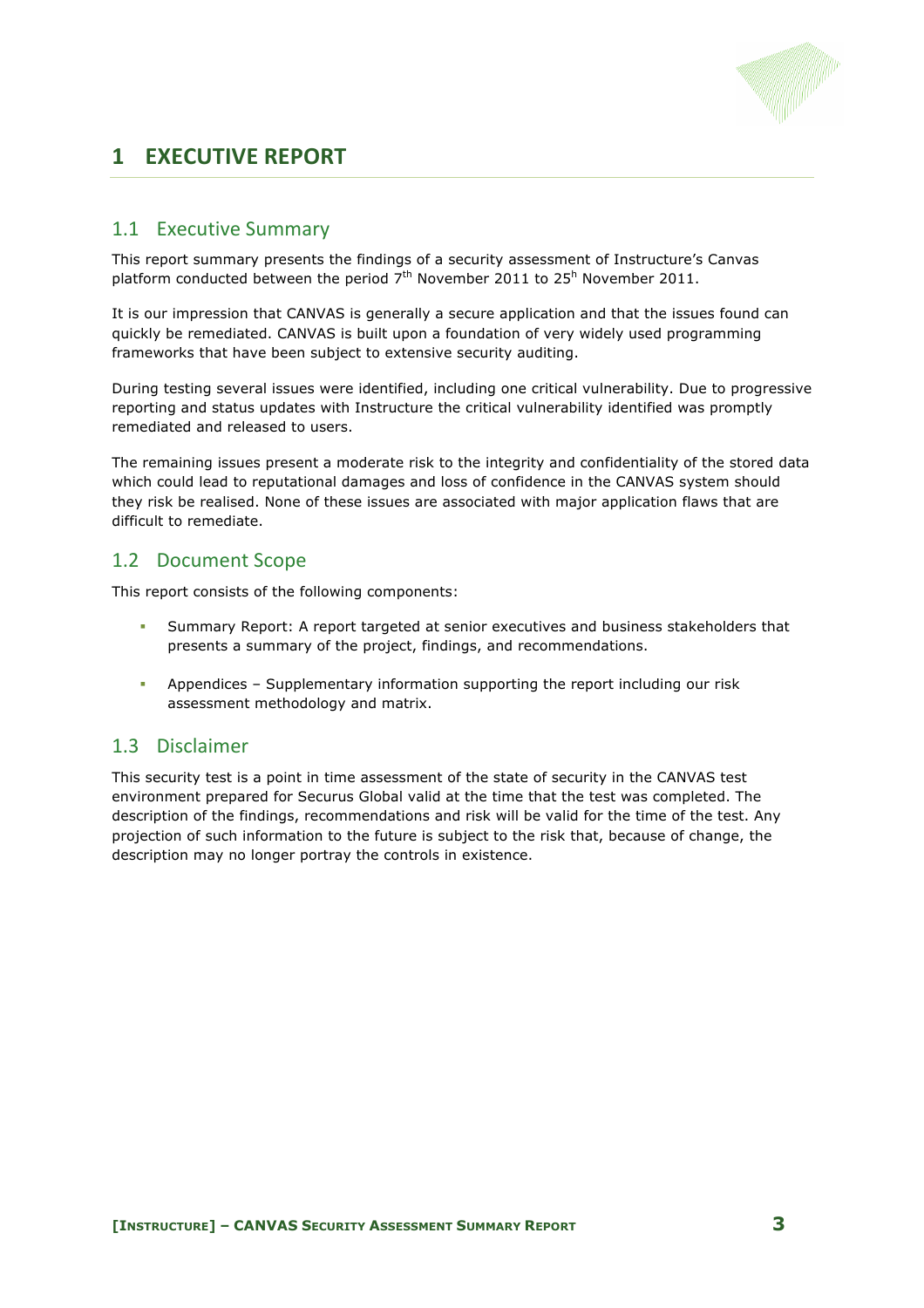# 1 EXECUTIVE REPORT

## 1.1 Executive Summary

This report summary presents the findings of a security assessment of Instructure's Canvas platform conducted between the period 7th November 2011 to 25h November 2011.

It is our impression that CANVAS is generally a secure application and that the issues found can quickly be remediated. CANVAS is built upon a foundation of very widely used programming frameworks that have been subject to extensive security auditing.

During testing several issues were identified, including one critical vulnerability. Due to progressive reporting and status updates with Instructure the critical vulnerability identified was promptly remediated and released to users.

The remaining issues present a moderate risk to the integrity and confidentiality of the stored data which could lead to reputational damages and loss of confidence in the CANVAS system should they risk be realised. None of these issues are associated with major application flaws that are difficult to remediate.

## 1.2 Document Scope

This report consists of the following components:

- Summary Report: A report targeted at senior executives and business stakeholders that presents a summary of the project, findings, and recommendations.
- Appendices – Supplementary information supporting the report including our risk assessment methodology and matrix.

## 1.3 Disclaimer

This security test is a point in time assessment of the state of security in the CANVAS test environment prepared for Securus Global valid at the time that the test was completed. The description of the findings, recommendations and risk will be valid for the time of the test. Any projection of such information to the future is subject to the risk that, because of change, the description may no longer portray the controls in existence.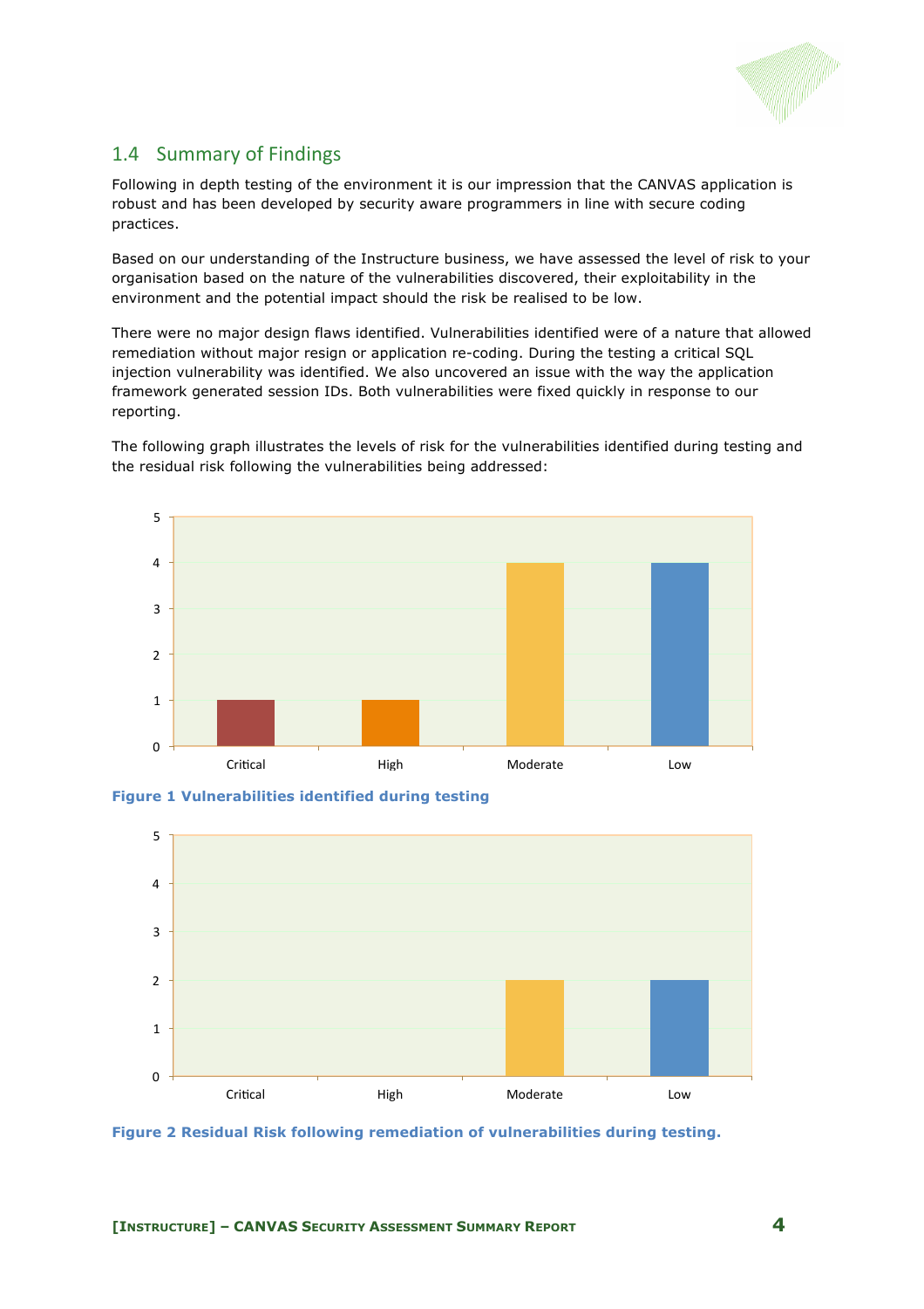## 1.4 Summary of Findings

Following in depth testing of the environment it is our impression that the CANVAS application is robust and has been developed by security aware programmers in line with secure coding practices.

Based on our understanding of the Instructure business, we have assessed the level of risk to your organisation based on the nature of the vulnerabilities discovered, their exploitability in the environment and the potential impact should the risk be realised to be low.

There were no major design flaws identified. Vulnerabilities identified were of a nature that allowed remediation without major resign or application re-coding. During the testing a critical SQL injection vulnerability was identified. We also uncovered an issue with the way the application framework generated session IDs. Both vulnerabilities were fixed quickly in response to our reporting.

The following graph illustrates the levels of risk for the vulnerabilities identified during testing and the residual risk following the vulnerabilities being addressed:

| Critical | High | Moderate | Low |
|---|---|---|---|
| 1 | 1 | 4 | 4 |

**Figure 1 Vulnerabilities identified during testing**

| Critical | High | Moderate | Low |
|---|---|---|---|
| 0 | 0 | 2 | 2 |

**Figure 2 Residual Risk following remediation of vulnerabilities during testing.**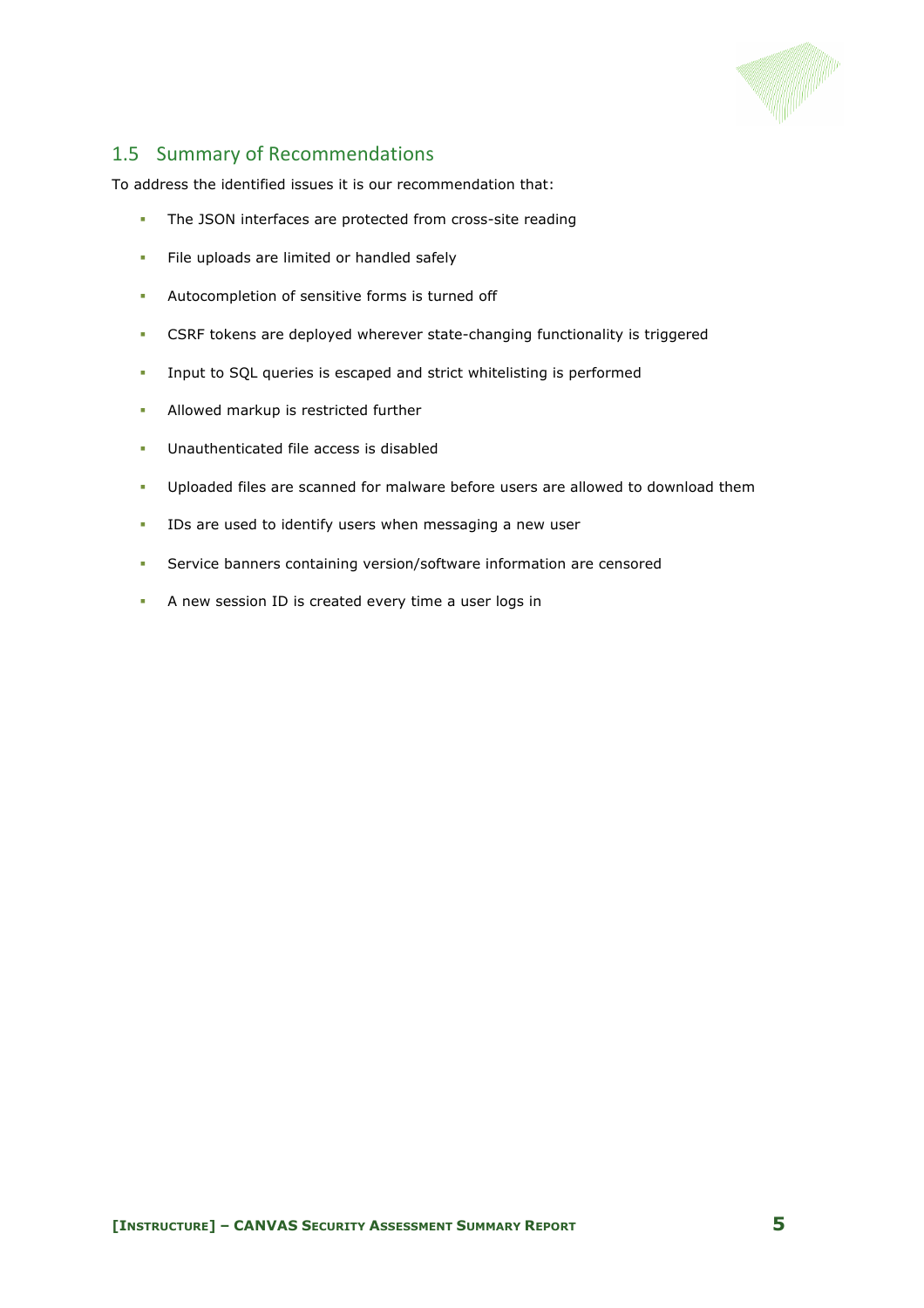## 1.5 Summary of Recommendations

To address the identified issues it is our recommendation that:

- The JSON interfaces are protected from cross-site reading
- File uploads are limited or handled safely
- Autocompletion of sensitive forms is turned off
- CSRF tokens are deployed wherever state-changing functionality is triggered
- Input to SQL queries is escaped and strict whitelisting is performed
- Allowed markup is restricted further
- Unauthenticated file access is disabled
- Uploaded files are scanned for malware before users are allowed to download them
- IDs are used to identify users when messaging a new user
- Service banners containing version/software information are censored
- A new session ID is created every time a user logs in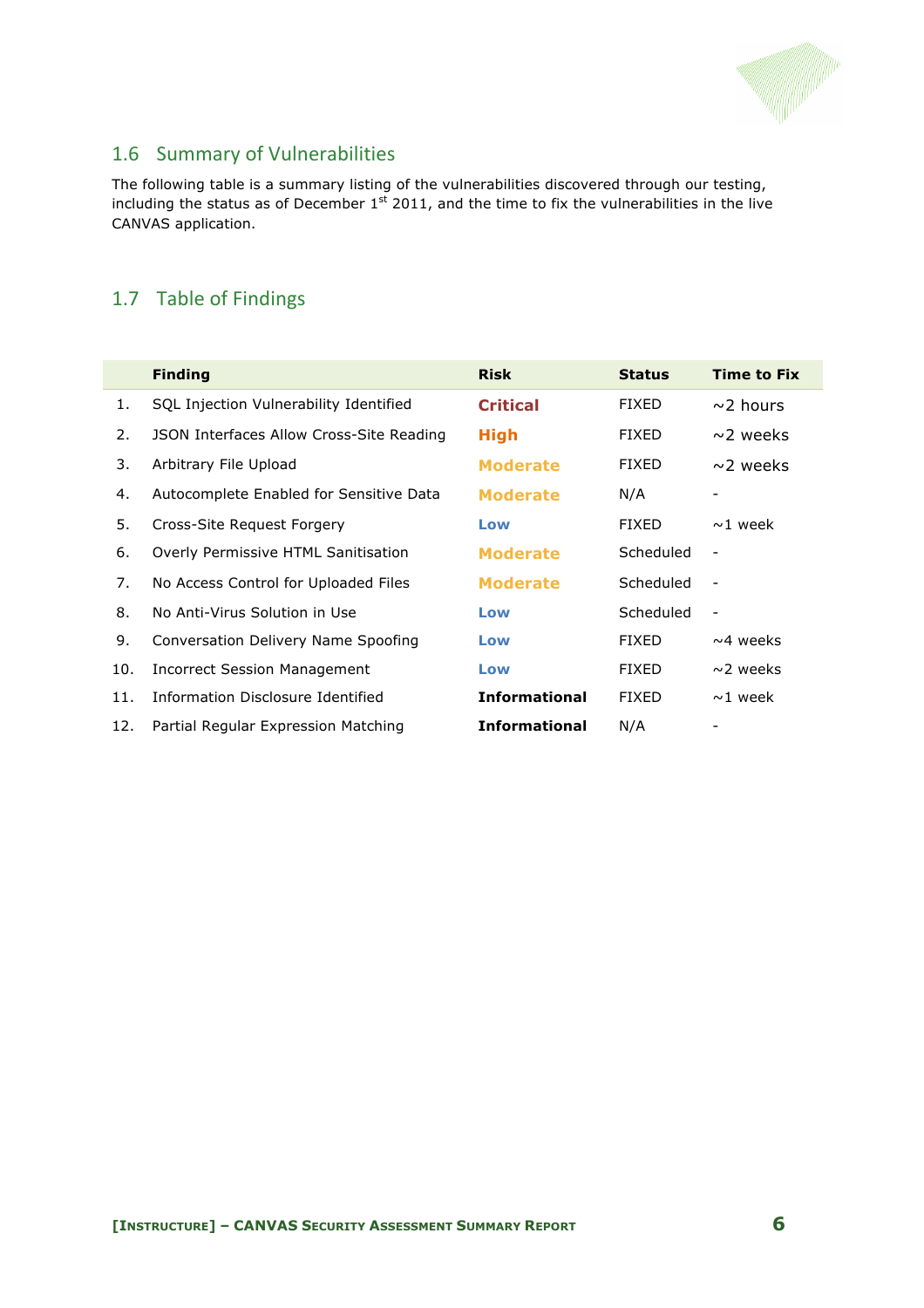## 1.6 Summary of Vulnerabilities

The following table is a summary listing of the vulnerabilities discovered through our testing, including the status as of December 1st 2011, and the time to fix the vulnerabilities in the live CANVAS application.

## 1.7 Table of Findings

| | Finding | Risk | Status | Time to Fix |
|---|---|---|---|---|
| 1. | SQL Injection Vulnerability Identified | **Critical** | FIXED | ~2 hours |
| 2. | JSON Interfaces Allow Cross-Site Reading | **High** | FIXED | ~2 weeks |
| 3. | Arbitrary File Upload | **Moderate** | FIXED | ~2 weeks |
| 4. | Autocomplete Enabled for Sensitive Data | **Moderate** | N/A | - |
| 5. | Cross-Site Request Forgery | **Low** | FIXED | ~1 week |
| 6. | Overly Permissive HTML Sanitisation | **Moderate** | Scheduled | - |
| 7. | No Access Control for Uploaded Files | **Moderate** | Scheduled | - |
| 8. | No Anti-Virus Solution in Use | **Low** | Scheduled | - |
| 9. | Conversation Delivery Name Spoofing | **Low** | FIXED | ~4 weeks |
| 10. | Incorrect Session Management | **Low** | FIXED | ~2 weeks |
| 11. | Information Disclosure Identified | **Informational** | FIXED | ~1 week |
| 12. | Partial Regular Expression Matching | **Informational** | N/A | - |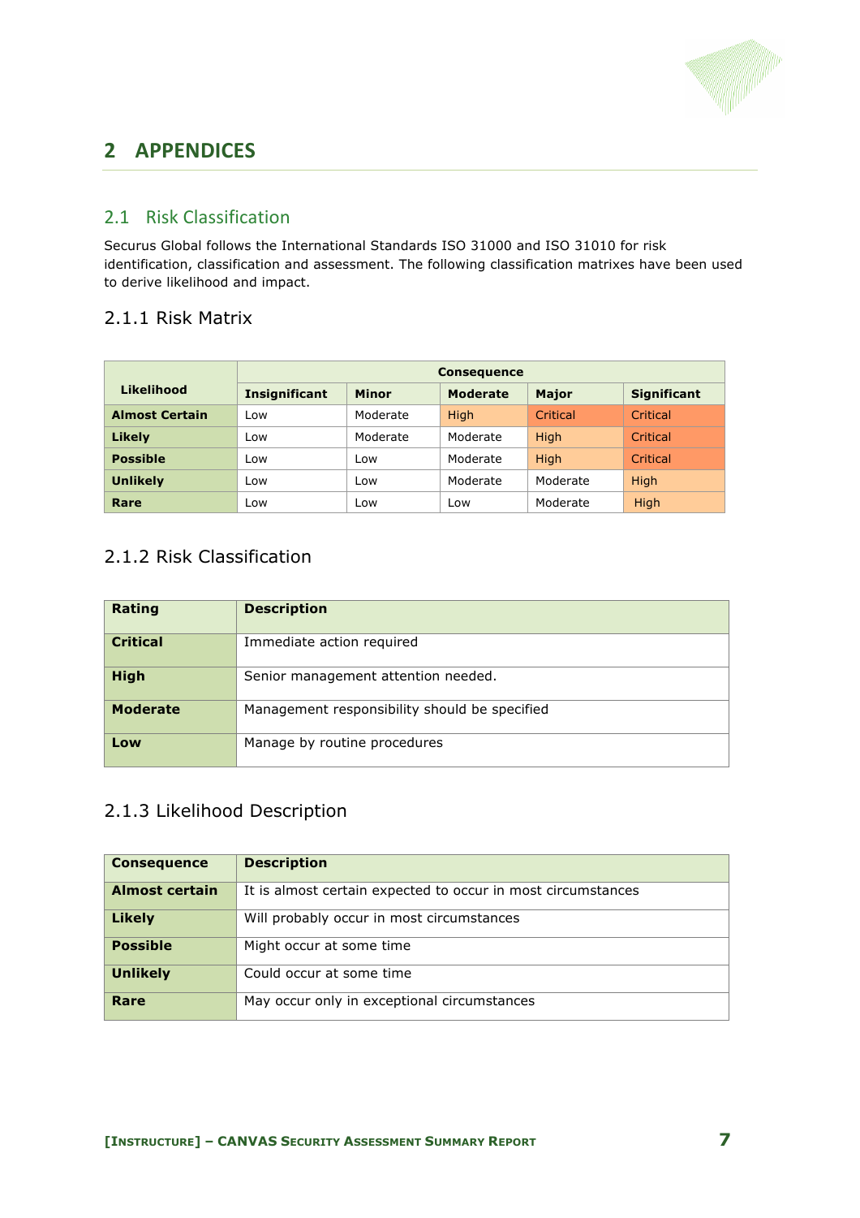# 2 APPENDICES

## 2.1 Risk Classification

Securus Global follows the International Standards ISO 31000 and ISO 31010 for risk identification, classification and assessment. The following classification matrixes have been used to derive likelihood and impact.

### 2.1.1 Risk Matrix

| **Likelihood** | **Consequence** | | | | |
|---|---|---|---|---|---|
| | **Insignificant** | **Minor** | **Moderate** | **Major** | **Significant** |
| **Almost Certain** | Low | Moderate | High | Critical | Critical |
| **Likely** | Low | Moderate | Moderate | High | Critical |
| **Possible** | Low | Low | Moderate | High | Critical |
| **Unlikely** | Low | Low | Moderate | Moderate | High |
| **Rare** | Low | Low | Low | Moderate | High |

### 2.1.2 Risk Classification

| **Rating** | **Description** |
|---|---|
| **Critical** | Immediate action required |
| **High** | Senior management attention needed. |
| **Moderate** | Management responsibility should be specified |
| **Low** | Manage by routine procedures |

### 2.1.3 Likelihood Description

| **Consequence** | **Description** |
|---|---|
| **Almost certain** | It is almost certain expected to occur in most circumstances |
| **Likely** | Will probably occur in most circumstances |
| **Possible** | Might occur at some time |
| **Unlikely** | Could occur at some time |
| **Rare** | May occur only in exceptional circumstances |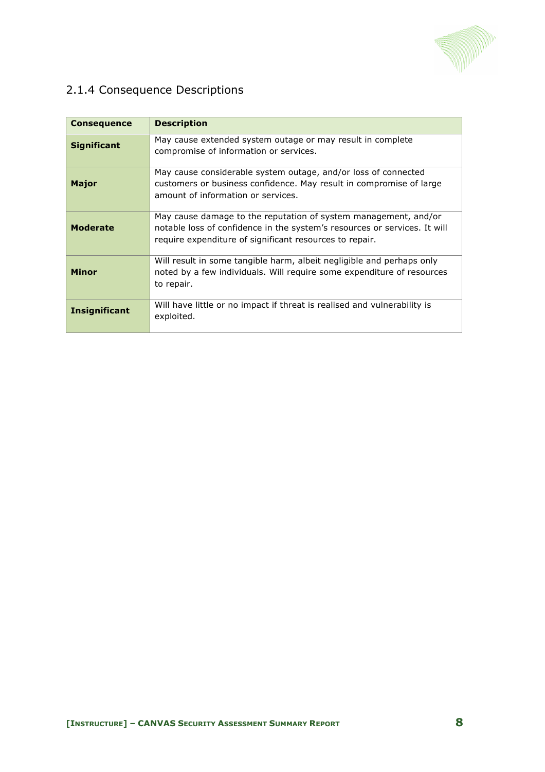### 2.1.4 Consequence Descriptions

| Consequence | Description |
|---|---|
| **Significant** | May cause extended system outage or may result in complete compromise of information or services. |
| **Major** | May cause considerable system outage, and/or loss of connected customers or business confidence. May result in compromise of large amount of information or services. |
| **Moderate** | May cause damage to the reputation of system management, and/or notable loss of confidence in the system's resources or services. It will require expenditure of significant resources to repair. |
| **Minor** | Will result in some tangible harm, albeit negligible and perhaps only noted by a few individuals. Will require some expenditure of resources to repair. |
| **Insignificant** | Will have little or no impact if threat is realised and vulnerability is exploited. |